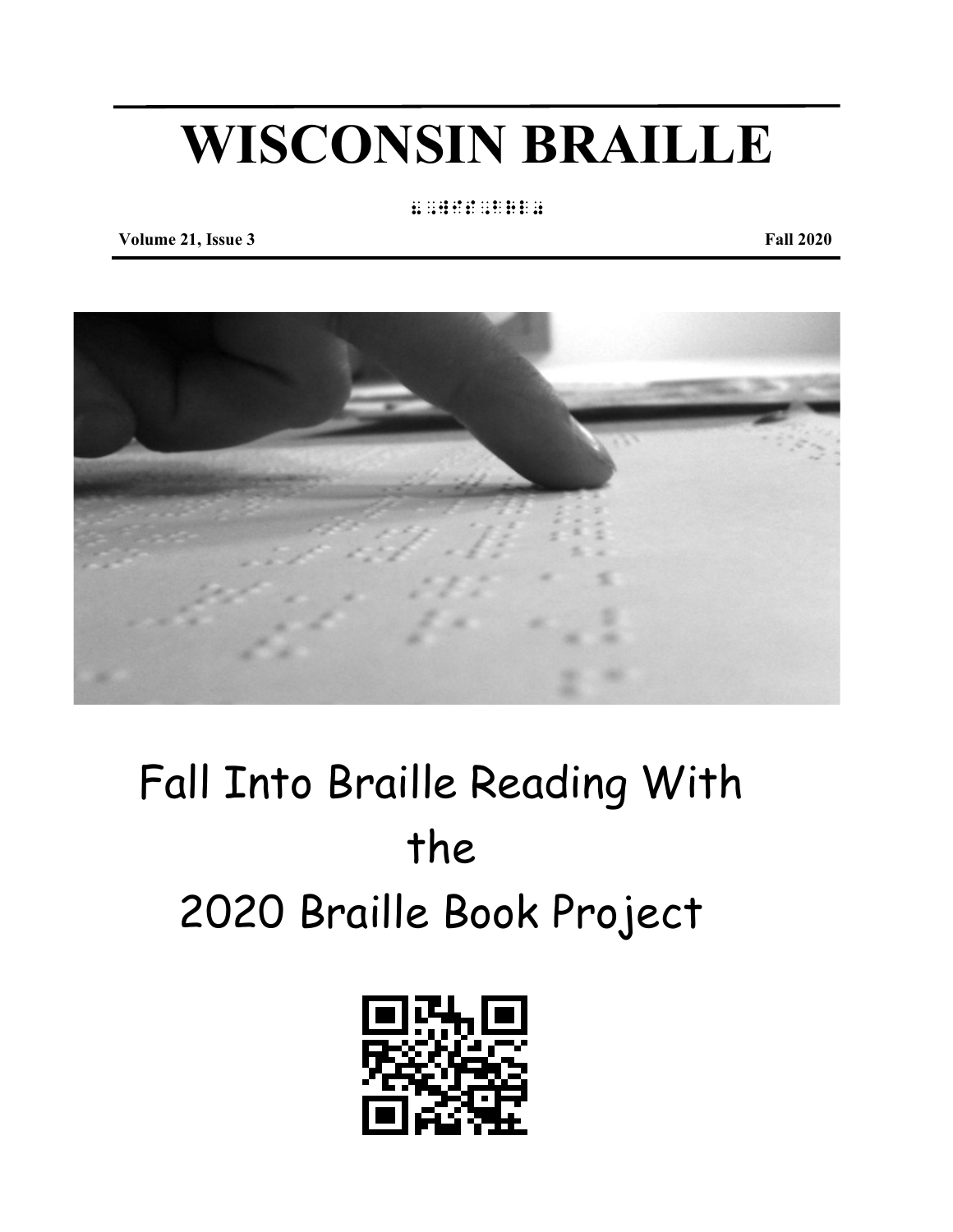# WISCONSIN BRAILLE

⠠⠠⠺⠊⠎⠒⠏ ⠠⠠⠃⠗⠇⠇⠑

**Volume 21, Issue 3** **Fall 2020**

Fall Into Braille Reading With the 2020 Braille Book Project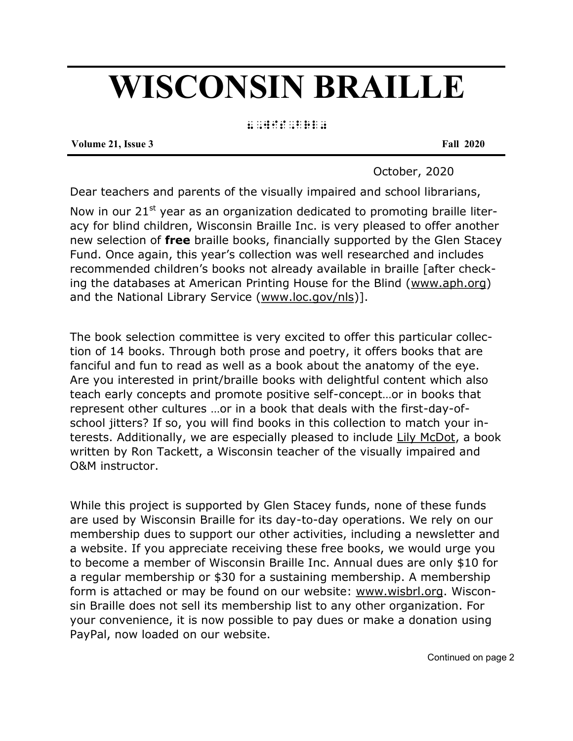# WISCONSIN BRAILLE

⠠⠠⠺⠊⠎⠉⠕⠝⠎⠔ ⠠⠠⠃⠗⠇

**Volume 21, Issue 3** **Fall 2020**

October, 2020

Dear teachers and parents of the visually impaired and school librarians,

Now in our 21st year as an organization dedicated to promoting braille literacy for blind children, Wisconsin Braille Inc. is very pleased to offer another new selection of **free** braille books, financially supported by the Glen Stacey Fund. Once again, this year's collection was well researched and includes recommended children's books not already available in braille [after checking the databases at American Printing House for the Blind (www.aph.org) and the National Library Service (www.loc.gov/nls)].

The book selection committee is very excited to offer this particular collection of 14 books. Through both prose and poetry, it offers books that are fanciful and fun to read as well as a book about the anatomy of the eye. Are you interested in print/braille books with delightful content which also teach early concepts and promote positive self-concept…or in books that represent other cultures …or in a book that deals with the first-day-of-school jitters? If so, you will find books in this collection to match your interests. Additionally, we are especially pleased to include Lily McDot, a book written by Ron Tackett, a Wisconsin teacher of the visually impaired and O&M instructor.

While this project is supported by Glen Stacey funds, none of these funds are used by Wisconsin Braille for its day-to-day operations. We rely on our membership dues to support our other activities, including a newsletter and a website. If you appreciate receiving these free books, we would urge you to become a member of Wisconsin Braille Inc. Annual dues are only $10 for a regular membership or $30 for a sustaining membership. A membership form is attached or may be found on our website: www.wisbrl.org. Wisconsin Braille does not sell its membership list to any other organization. For your convenience, it is now possible to pay dues or make a donation using PayPal, now loaded on our website.

Continued on page 2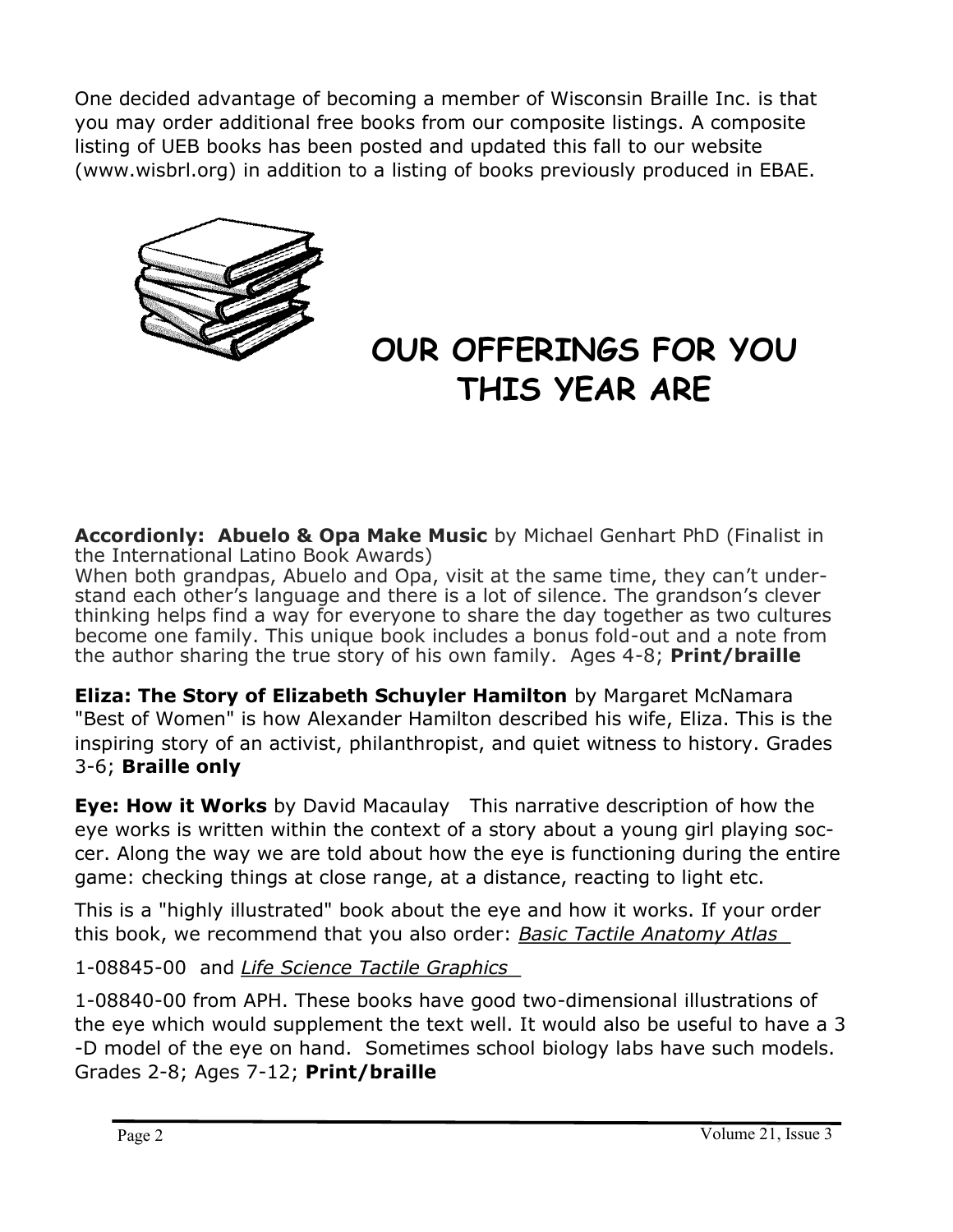One decided advantage of becoming a member of Wisconsin Braille Inc. is that you may order additional free books from our composite listings. A composite listing of UEB books has been posted and updated this fall to our website (www.wisbrl.org) in addition to a listing of books previously produced in EBAE.

## OUR OFFERINGS FOR YOU THIS YEAR ARE

**Accordionly: Abuelo & Opa Make Music** by Michael Genhart PhD (Finalist in the International Latino Book Awards)
When both grandpas, Abuelo and Opa, visit at the same time, they can't understand each other's language and there is a lot of silence. The grandson's clever thinking helps find a way for everyone to share the day together as two cultures become one family. This unique book includes a bonus fold-out and a note from the author sharing the true story of his own family. Ages 4-8; **Print/braille**

**Eliza: The Story of Elizabeth Schuyler Hamilton** by Margaret McNamara "Best of Women" is how Alexander Hamilton described his wife, Eliza. This is the inspiring story of an activist, philanthropist, and quiet witness to history. Grades 3-6; **Braille only**

**Eye: How it Works** by David Macaulay This narrative description of how the eye works is written within the context of a story about a young girl playing soccer. Along the way we are told about how the eye is functioning during the entire game: checking things at close range, at a distance, reacting to light etc.

This is a "highly illustrated" book about the eye and how it works. If your order this book, we recommend that you also order: *Basic Tactile Anatomy Atlas*

1-08845-00 and *Life Science Tactile Graphics*

1-08840-00 from APH. These books have good two-dimensional illustrations of the eye which would supplement the text well. It would also be useful to have a 3-D model of the eye on hand. Sometimes school biology labs have such models. Grades 2-8; Ages 7-12; **Print/braille**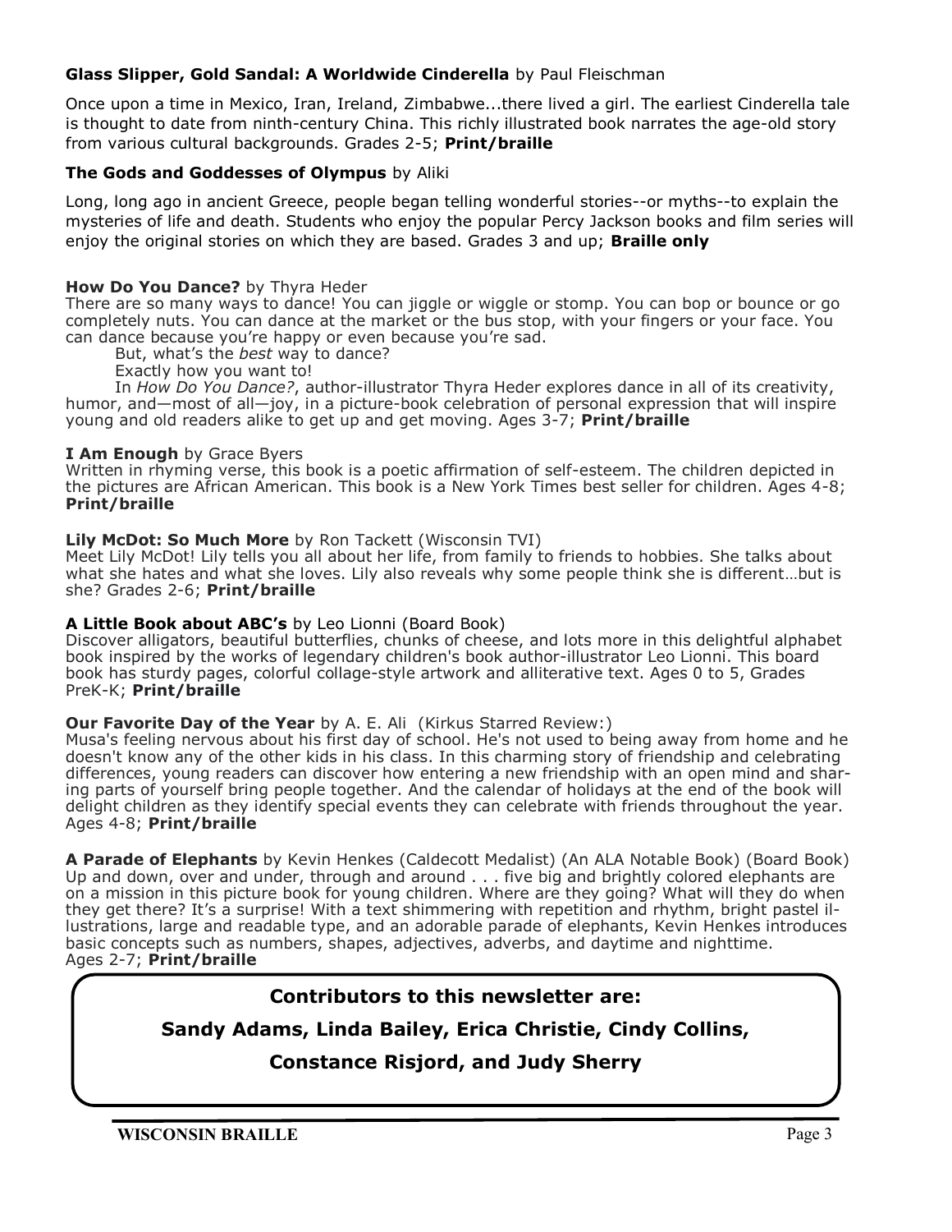**Glass Slipper, Gold Sandal: A Worldwide Cinderella** by Paul Fleischman

Once upon a time in Mexico, Iran, Ireland, Zimbabwe...there lived a girl. The earliest Cinderella tale is thought to date from ninth-century China. This richly illustrated book narrates the age-old story from various cultural backgrounds. Grades 2-5; **Print/braille**

**The Gods and Goddesses of Olympus** by Aliki

Long, long ago in ancient Greece, people began telling wonderful stories--or myths--to explain the mysteries of life and death. Students who enjoy the popular Percy Jackson books and film series will enjoy the original stories on which they are based. Grades 3 and up; **Braille only**

**How Do You Dance?** by Thyra Heder

There are so many ways to dance! You can jiggle or wiggle or stomp. You can bop or bounce or go completely nuts. You can dance at the market or the bus stop, with your fingers or your face. You can dance because you're happy or even because you're sad.

But, what's the *best* way to dance?

Exactly how you want to!

In *How Do You Dance?*, author-illustrator Thyra Heder explores dance in all of its creativity, humor, and—most of all—joy, in a picture-book celebration of personal expression that will inspire young and old readers alike to get up and get moving. Ages 3-7; **Print/braille**

**I Am Enough** by Grace Byers

Written in rhyming verse, this book is a poetic affirmation of self-esteem. The children depicted in the pictures are African American. This book is a New York Times best seller for children. Ages 4-8; **Print/braille**

**Lily McDot: So Much More** by Ron Tackett (Wisconsin TVI)

Meet Lily McDot! Lily tells you all about her life, from family to friends to hobbies. She talks about what she hates and what she loves. Lily also reveals why some people think she is different…but is she? Grades 2-6; **Print/braille**

**A Little Book about ABC's** by Leo Lionni (Board Book)

Discover alligators, beautiful butterflies, chunks of cheese, and lots more in this delightful alphabet book inspired by the works of legendary children's book author-illustrator Leo Lionni. This board book has sturdy pages, colorful collage-style artwork and alliterative text. Ages 0 to 5, Grades PreK-K; **Print/braille**

**Our Favorite Day of the Year** by A. E. Ali (Kirkus Starred Review:)

Musa's feeling nervous about his first day of school. He's not used to being away from home and he doesn't know any of the other kids in his class. In this charming story of friendship and celebrating differences, young readers can discover how entering a new friendship with an open mind and sharing parts of yourself bring people together. And the calendar of holidays at the end of the book will delight children as they identify special events they can celebrate with friends throughout the year. Ages 4-8; **Print/braille**

**A Parade of Elephants** by Kevin Henkes (Caldecott Medalist) (An ALA Notable Book) (Board Book)

Up and down, over and under, through and around . . . five big and brightly colored elephants are on a mission in this picture book for young children. Where are they going? What will they do when they get there? It's a surprise! With a text shimmering with repetition and rhythm, bright pastel illustrations, large and readable type, and an adorable parade of elephants, Kevin Henkes introduces basic concepts such as numbers, shapes, adjectives, adverbs, and daytime and nighttime. Ages 2-7; **Print/braille**

**Contributors to this newsletter are:**

**Sandy Adams, Linda Bailey, Erica Christie, Cindy Collins,**

**Constance Risjord, and Judy Sherry**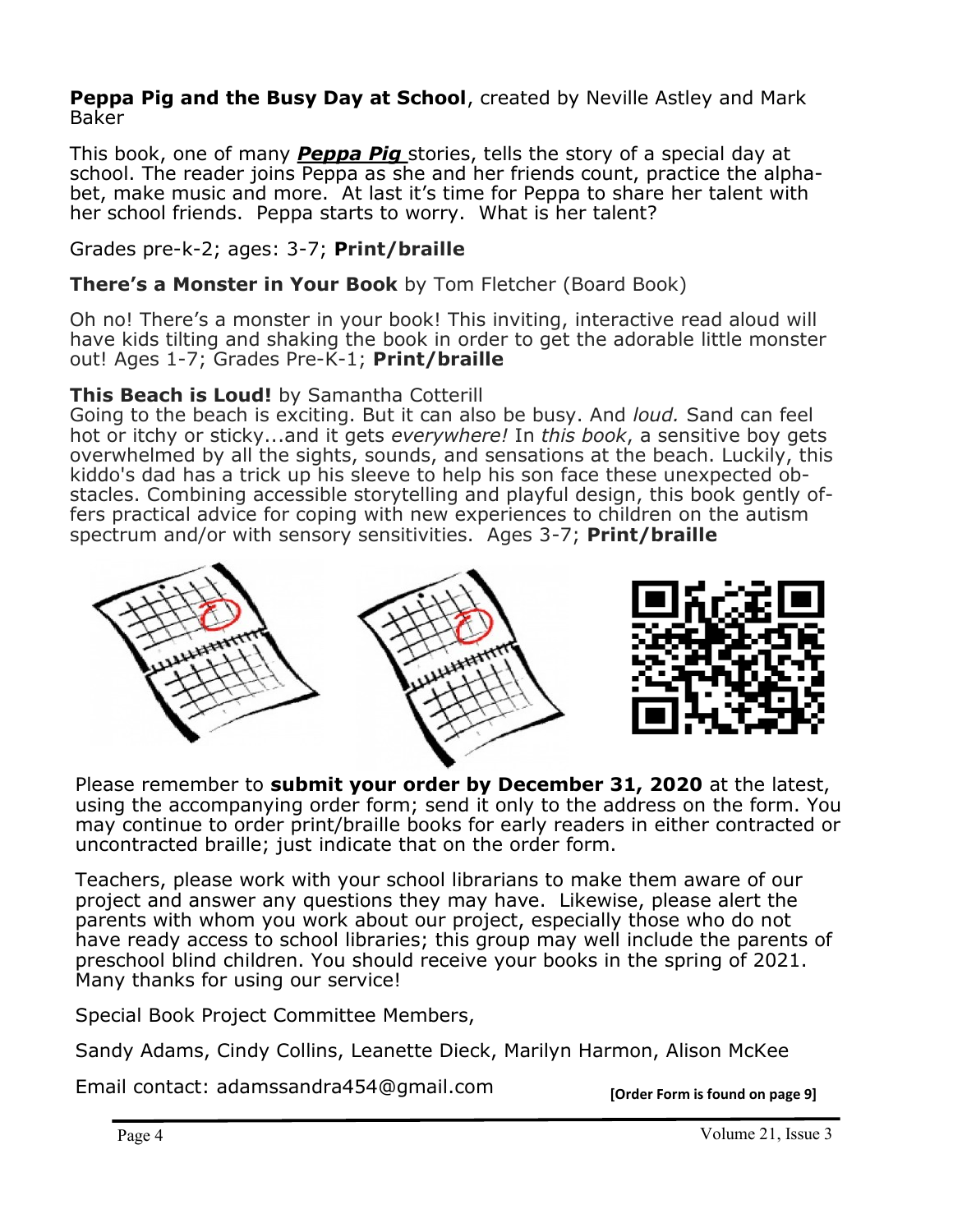**Peppa Pig and the Busy Day at School**, created by Neville Astley and Mark Baker

This book, one of many ***Peppa Pig*** stories, tells the story of a special day at school. The reader joins Peppa as she and her friends count, practice the alphabet, make music and more. At last it's time for Peppa to share her talent with her school friends. Peppa starts to worry. What is her talent?

Grades pre-k-2; ages: 3-7; **Print/braille**

**There's a Monster in Your Book** by Tom Fletcher (Board Book)

Oh no! There's a monster in your book! This inviting, interactive read aloud will have kids tilting and shaking the book in order to get the adorable little monster out! Ages 1-7; Grades Pre-K-1; **Print/braille**

**This Beach is Loud!** by Samantha Cotterill
Going to the beach is exciting. But it can also be busy. And *loud.* Sand can feel hot or itchy or sticky...and it gets *everywhere!* In *this book*, a sensitive boy gets overwhelmed by all the sights, sounds, and sensations at the beach. Luckily, this kiddo's dad has a trick up his sleeve to help his son face these unexpected obstacles. Combining accessible storytelling and playful design, this book gently offers practical advice for coping with new experiences to children on the autism spectrum and/or with sensory sensitivities. Ages 3-7; **Print/braille**

Please remember to **submit your order by December 31, 2020** at the latest, using the accompanying order form; send it only to the address on the form. You may continue to order print/braille books for early readers in either contracted or uncontracted braille; just indicate that on the order form.

Teachers, please work with your school librarians to make them aware of our project and answer any questions they may have. Likewise, please alert the parents with whom you work about our project, especially those who do not have ready access to school libraries; this group may well include the parents of preschool blind children. You should receive your books in the spring of 2021. Many thanks for using our service!

Special Book Project Committee Members,

Sandy Adams, Cindy Collins, Leanette Dieck, Marilyn Harmon, Alison McKee

Email contact: adamssandra454@gmail.com

**[Order Form is found on page 9]**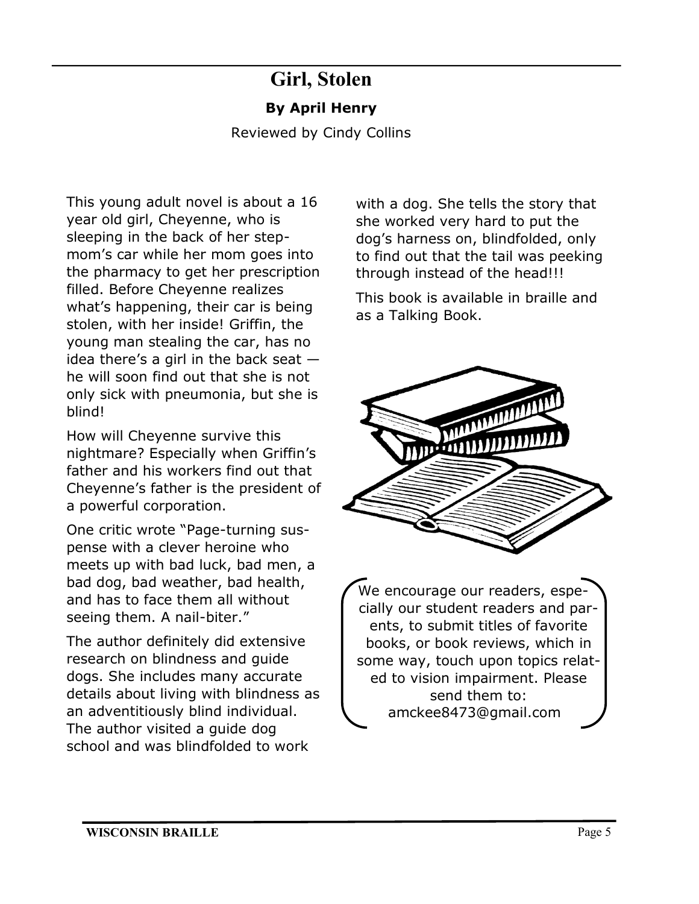# Girl, Stolen

**By April Henry**

Reviewed by Cindy Collins

This young adult novel is about a 16 year old girl, Cheyenne, who is sleeping in the back of her step-mom's car while her mom goes into the pharmacy to get her prescription filled. Before Cheyenne realizes what's happening, their car is being stolen, with her inside! Griffin, the young man stealing the car, has no idea there's a girl in the back seat — he will soon find out that she is not only sick with pneumonia, but she is blind!

How will Cheyenne survive this nightmare? Especially when Griffin's father and his workers find out that Cheyenne's father is the president of a powerful corporation.

One critic wrote "Page-turning suspense with a clever heroine who meets up with bad luck, bad men, a bad dog, bad weather, bad health, and has to face them all without seeing them. A nail-biter."

The author definitely did extensive research on blindness and guide dogs. She includes many accurate details about living with blindness as an adventitiously blind individual. The author visited a guide dog school and was blindfolded to work with a dog. She tells the story that she worked very hard to put the dog's harness on, blindfolded, only to find out that the tail was peeking through instead of the head!!!

This book is available in braille and as a Talking Book.

We encourage our readers, especially our student readers and parents, to submit titles of favorite books, or book reviews, which in some way, touch upon topics related to vision impairment. Please send them to: amckee8473@gmail.com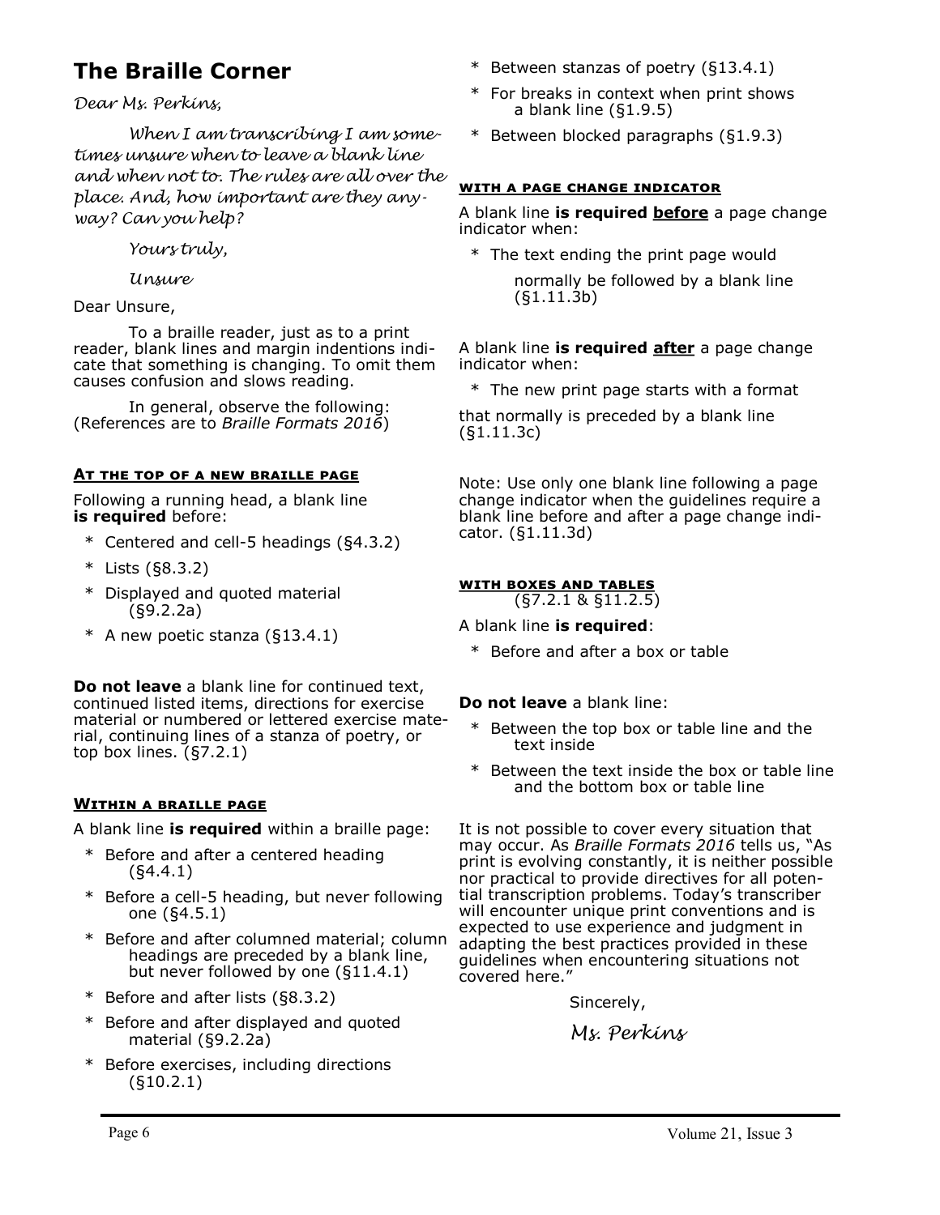## The Braille Corner

*Dear Ms. Perkins,*

*When I am transcribing I am sometimes unsure when to leave a blank line and when not to. The rules are all over the place. And, how important are they anyway? Can you help?*

*Yours truly,*

*Unsure*

Dear Unsure,

To a braille reader, just as to a print reader, blank lines and margin indentions indicate that something is changing. To omit them causes confusion and slows reading.

In general, observe the following: (References are to *Braille Formats 2016*)

### At the top of a new braille page

Following a running head, a blank line **is required** before:

* Centered and cell-5 headings (§4.3.2)
* Lists (§8.3.2)
* Displayed and quoted material (§9.2.2a)
* A new poetic stanza (§13.4.1)

**Do not leave** a blank line for continued text, continued listed items, directions for exercise material or numbered or lettered exercise material, continuing lines of a stanza of poetry, or top box lines. (§7.2.1)

### Within a braille page

A blank line **is required** within a braille page:

* Before and after a centered heading (§4.4.1)
* Before a cell-5 heading, but never following one (§4.5.1)
* Before and after columned material; column headings are preceded by a blank line, but never followed by one (§11.4.1)
* Before and after lists (§8.3.2)
* Before and after displayed and quoted material (§9.2.2a)
* Before exercises, including directions (§10.2.1)
* Between stanzas of poetry (§13.4.1)
* For breaks in context when print shows a blank line (§1.9.5)
* Between blocked paragraphs (§1.9.3)

### With a page change indicator

A blank line **is required <u>before</u>** a page change indicator when:

* The text ending the print page would normally be followed by a blank line (§1.11.3b)

A blank line **is required <u>after</u>** a page change indicator when:

* The new print page starts with a format that normally is preceded by a blank line (§1.11.3c)

Note: Use only one blank line following a page change indicator when the guidelines require a blank line before and after a page change indicator. (§1.11.3d)

### With boxes and tables
(§7.2.1 & §11.2.5)

A blank line **is required**:

* Before and after a box or table

**Do not leave** a blank line:

* Between the top box or table line and the text inside
* Between the text inside the box or table line and the bottom box or table line

It is not possible to cover every situation that may occur. As *Braille Formats 2016* tells us, "As print is evolving constantly, it is neither possible nor practical to provide directives for all potential transcription problems. Today's transcriber will encounter unique print conventions and is expected to use experience and judgment in adapting the best practices provided in these guidelines when encountering situations not covered here."

Sincerely,

*Ms. Perkins*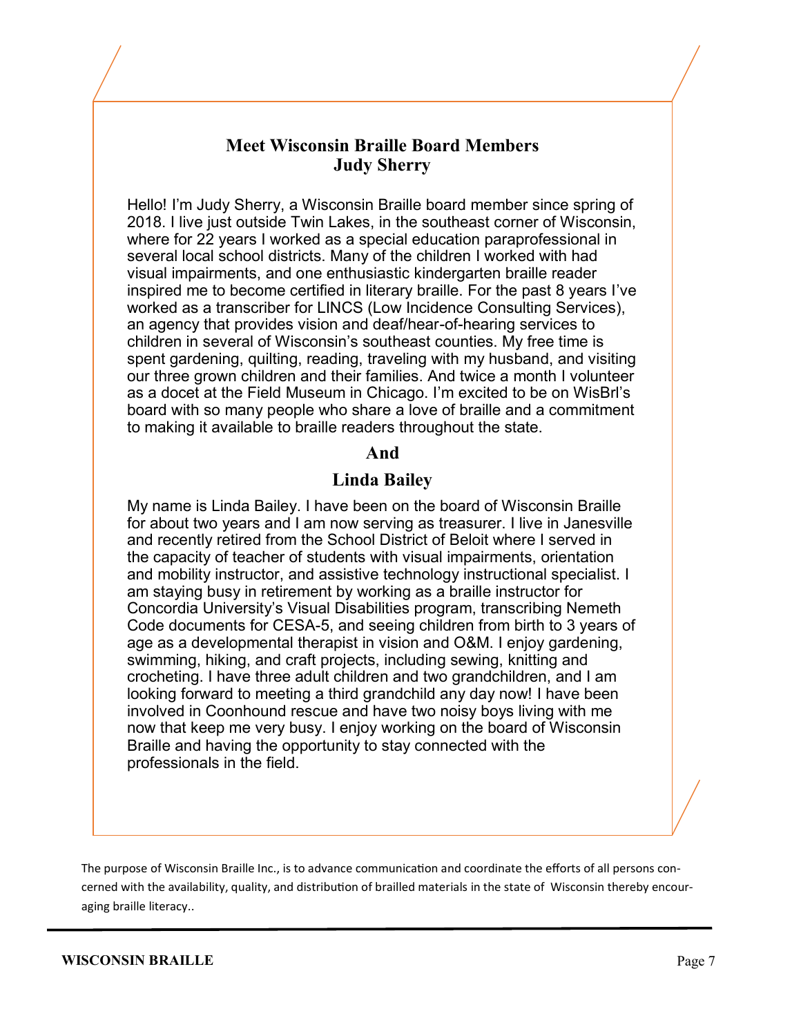## Meet Wisconsin Braille Board Members
## Judy Sherry

Hello! I'm Judy Sherry, a Wisconsin Braille board member since spring of 2018. I live just outside Twin Lakes, in the southeast corner of Wisconsin, where for 22 years I worked as a special education paraprofessional in several local school districts. Many of the children I worked with had visual impairments, and one enthusiastic kindergarten braille reader inspired me to become certified in literary braille. For the past 8 years I've worked as a transcriber for LINCS (Low Incidence Consulting Services), an agency that provides vision and deaf/hear-of-hearing services to children in several of Wisconsin's southeast counties. My free time is spent gardening, quilting, reading, traveling with my husband, and visiting our three grown children and their families. And twice a month I volunteer as a docet at the Field Museum in Chicago. I'm excited to be on WisBrl's board with so many people who share a love of braille and a commitment to making it available to braille readers throughout the state.

**And**

## Linda Bailey

My name is Linda Bailey. I have been on the board of Wisconsin Braille for about two years and I am now serving as treasurer. I live in Janesville and recently retired from the School District of Beloit where I served in the capacity of teacher of students with visual impairments, orientation and mobility instructor, and assistive technology instructional specialist. I am staying busy in retirement by working as a braille instructor for Concordia University's Visual Disabilities program, transcribing Nemeth Code documents for CESA-5, and seeing children from birth to 3 years of age as a developmental therapist in vision and O&M. I enjoy gardening, swimming, hiking, and craft projects, including sewing, knitting and crocheting. I have three adult children and two grandchildren, and I am looking forward to meeting a third grandchild any day now! I have been involved in Coonhound rescue and have two noisy boys living with me now that keep me very busy. I enjoy working on the board of Wisconsin Braille and having the opportunity to stay connected with the professionals in the field.

The purpose of Wisconsin Braille Inc., is to advance communication and coordinate the efforts of all persons concerned with the availability, quality, and distribution of brailled materials in the state of Wisconsin thereby encouraging braille literacy..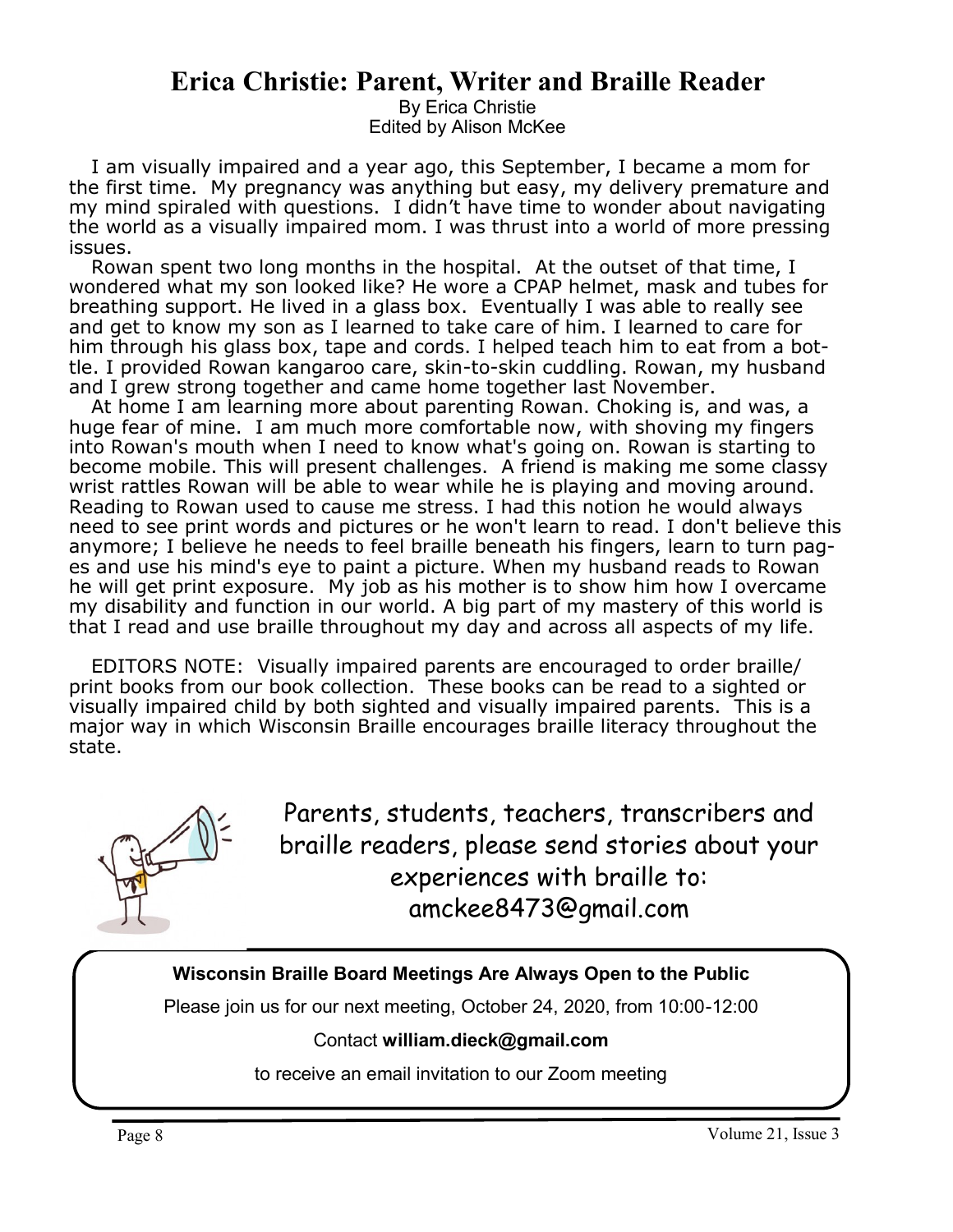# Erica Christie: Parent, Writer and Braille Reader

By Erica Christie
Edited by Alison McKee

I am visually impaired and a year ago, this September, I became a mom for the first time. My pregnancy was anything but easy, my delivery premature and my mind spiraled with questions. I didn't have time to wonder about navigating the world as a visually impaired mom. I was thrust into a world of more pressing issues.

Rowan spent two long months in the hospital. At the outset of that time, I wondered what my son looked like? He wore a CPAP helmet, mask and tubes for breathing support. He lived in a glass box. Eventually I was able to really see and get to know my son as I learned to take care of him. I learned to care for him through his glass box, tape and cords. I helped teach him to eat from a bottle. I provided Rowan kangaroo care, skin-to-skin cuddling. Rowan, my husband and I grew strong together and came home together last November.

At home I am learning more about parenting Rowan. Choking is, and was, a huge fear of mine. I am much more comfortable now, with shoving my fingers into Rowan's mouth when I need to know what's going on. Rowan is starting to become mobile. This will present challenges. A friend is making me some classy wrist rattles Rowan will be able to wear while he is playing and moving around. Reading to Rowan used to cause me stress. I had this notion he would always need to see print words and pictures or he won't learn to read. I don't believe this anymore; I believe he needs to feel braille beneath his fingers, learn to turn pages and use his mind's eye to paint a picture. When my husband reads to Rowan he will get print exposure. My job as his mother is to show him how I overcame my disability and function in our world. A big part of my mastery of this world is that I read and use braille throughout my day and across all aspects of my life.

EDITORS NOTE: Visually impaired parents are encouraged to order braille/ print books from our book collection. These books can be read to a sighted or visually impaired child by both sighted and visually impaired parents. This is a major way in which Wisconsin Braille encourages braille literacy throughout the state.

Parents, students, teachers, transcribers and braille readers, please send stories about your experiences with braille to: amckee8473@gmail.com

**Wisconsin Braille Board Meetings Are Always Open to the Public**

Please join us for our next meeting, October 24, 2020, from 10:00-12:00

Contact **william.dieck@gmail.com**

to receive an email invitation to our Zoom meeting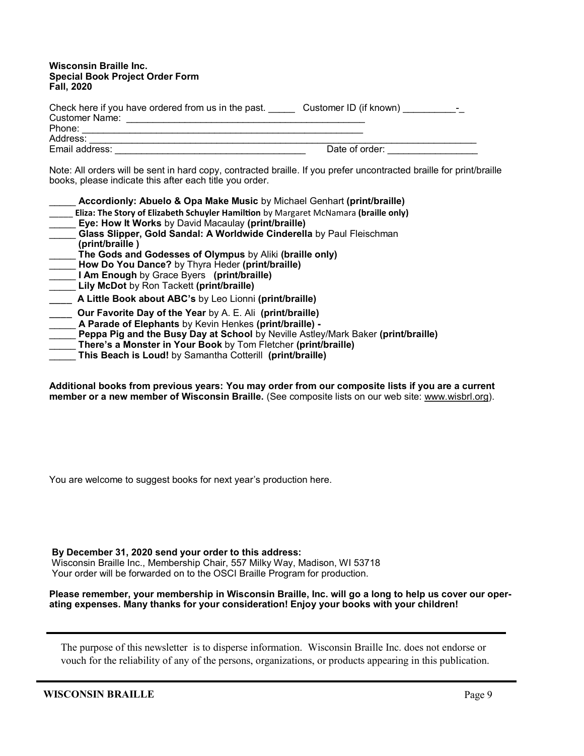**Wisconsin Braille Inc.**
**Special Book Project Order Form**
**Fall, 2020**

Check here if you have ordered from us in the past. _____ Customer ID (if known) __________-_
Customer Name: ______________________________________________
Phone: ______________________________________________________
Address: _____________________________________________________________________________
Email address: ____________________________________ Date of order: ________________

Note: All orders will be sent in hard copy, contracted braille. If you prefer uncontracted braille for print/braille books, please indicate this after each title you order.

_____ **Accordionly: Abuelo & Opa Make Music** by Michael Genhart **(print/braille)**
_____ **Eliza: The Story of Elizabeth Schuyler Hamilton** by Margaret McNamara **(braille only)**
_____ **Eye: How It Works** by David Macaulay **(print/braille)**
_____ **Glass Slipper, Gold Sandal: A Worldwide Cinderella** by Paul Fleischman **(print/braille )**
_____ **The Gods and Godesses of Olympus** by Aliki **(braille only)**
_____ **How Do You Dance?** by Thyra Heder **(print/braille)**
_____ **I Am Enough** by Grace Byers **(print/braille)**
_____ **Lily McDot** by Ron Tackett **(print/braille)**
_____ **A Little Book about ABC's** by Leo Lionni **(print/braille)**
_____ **Our Favorite Day of the Year** by A. E. Ali **(print/braille)**
_____ **A Parade of Elephants** by Kevin Henkes **(print/braille) -**
_____ **Peppa Pig and the Busy Day at School** by Neville Astley/Mark Baker **(print/braille)**
_____ **There's a Monster in Your Book** by Tom Fletcher **(print/braille)**
_____ **This Beach is Loud!** by Samantha Cotterill **(print/braille)**

**Additional books from previous years: You may order from our composite lists if you are a current member or a new member of Wisconsin Braille.** (See composite lists on our web site: www.wisbrl.org).

You are welcome to suggest books for next year's production here.

**By December 31, 2020 send your order to this address:**
Wisconsin Braille Inc., Membership Chair, 557 Milky Way, Madison, WI 53718
Your order will be forwarded on to the OSCI Braille Program for production.

**Please remember, your membership in Wisconsin Braille, Inc. will go a long to help us cover our operating expenses. Many thanks for your consideration! Enjoy your books with your children!**

---

The purpose of this newsletter is to disperse information. Wisconsin Braille Inc. does not endorse or vouch for the reliability of any of the persons, organizations, or products appearing in this publication.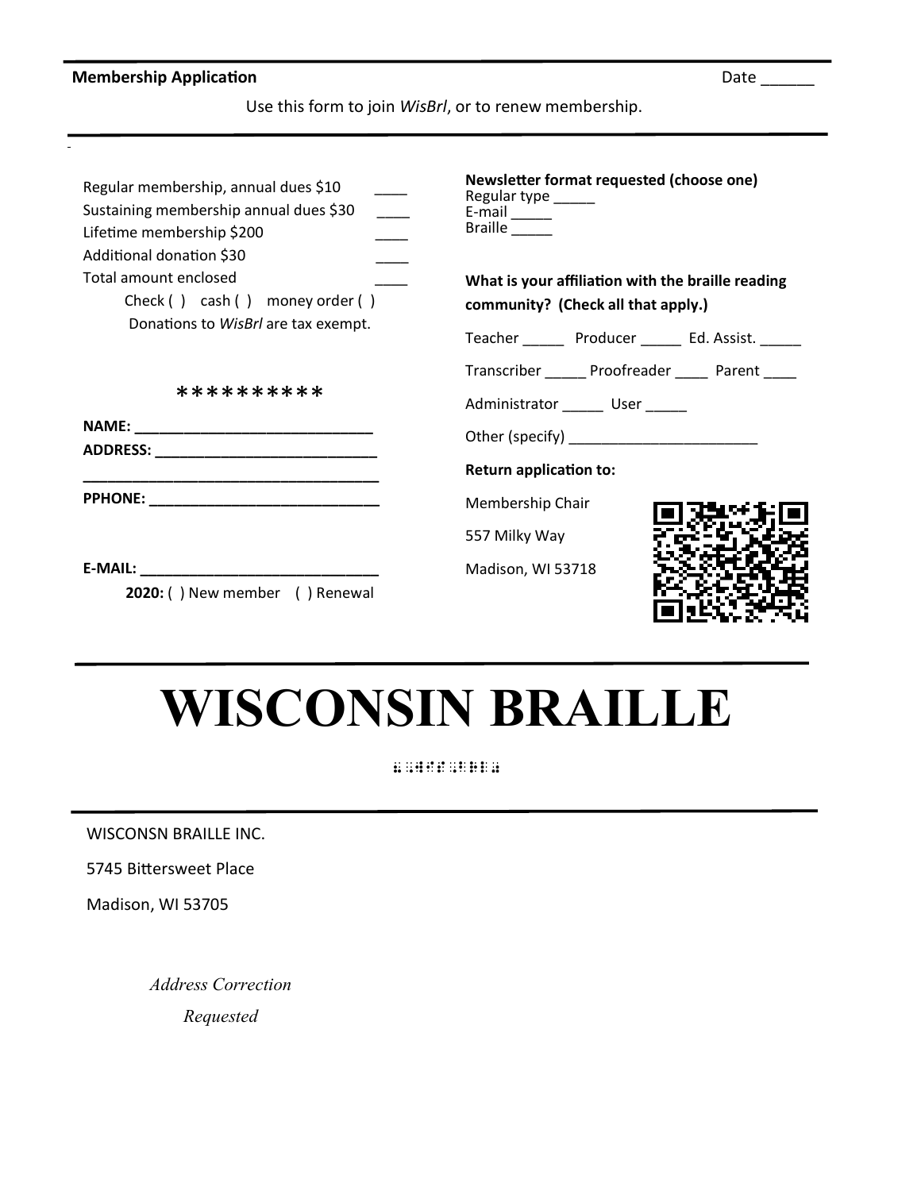**Membership Application** Date ______

Use this form to join *WisBrl*, or to renew membership.

Regular membership, annual dues $10 ____
Sustaining membership annual dues $30 ____
Lifetime membership $200 ____
Additional donation $30 ____
Total amount enclosed ____

Check ( ) cash ( ) money order ( )

Donations to *WisBrl* are tax exempt.

**********

**NAME:** ____________________________

**ADDRESS:** ____________________________

____________________________________

**PPHONE:** ____________________________

**E-MAIL:** ____________________________

**2020:** ( ) New member ( ) Renewal

**Newsletter format requested (choose one)**

Regular type _____
E-mail _____
Braille _____

**What is your affiliation with the braille reading community? (Check all that apply.)**

Teacher _____ Producer _____ Ed. Assist. _____

Transcriber _____ Proofreader ____ Parent ____

Administrator _____ User _____

Other (specify) ________________________

**Return application to:**

Membership Chair

557 Milky Way

Madison, WI 53718

# WISCONSIN BRAILLE

WISCONSN BRAILLE INC.

5745 Bittersweet Place

Madison, WI 53705

*Address Correction Requested*